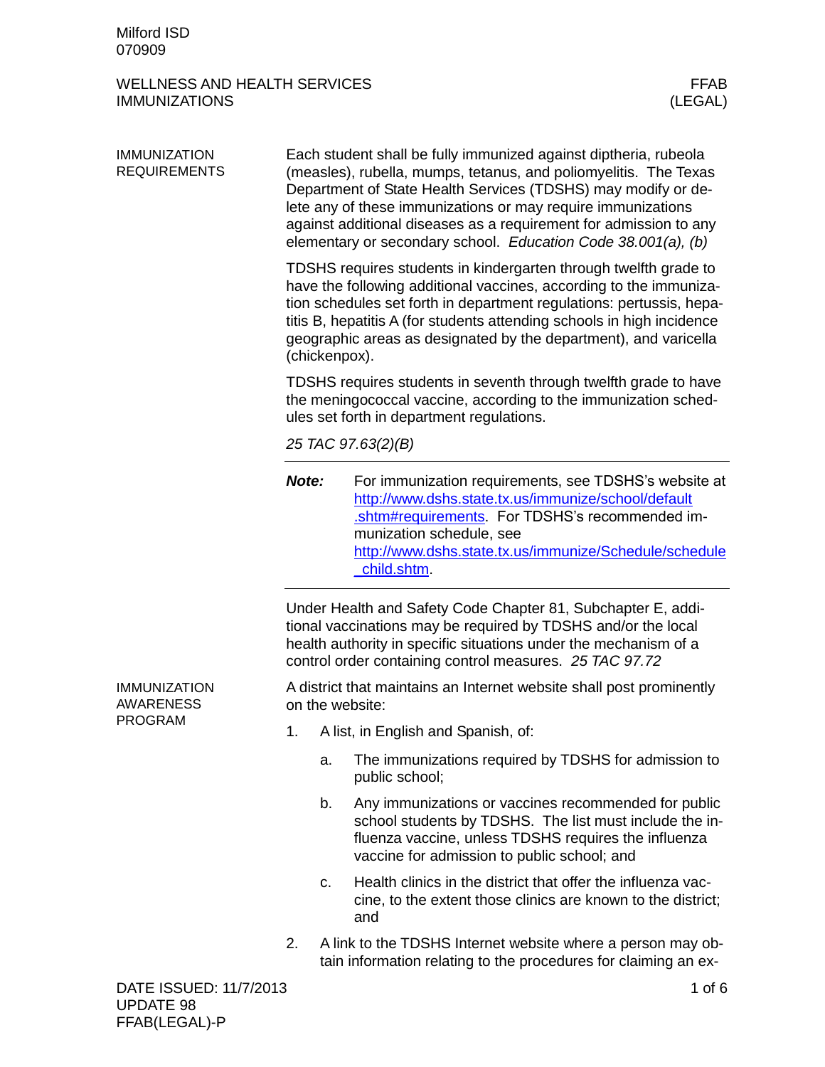Milford ISD
070909

# WELLNESS AND HEALTH SERVICES
# IMMUNIZATIONS

FFAB (LEGAL)

## IMMUNIZATION REQUIREMENTS

Each student shall be fully immunized against diptheria, rubeola (measles), rubella, mumps, tetanus, and poliomyelitis. The Texas Department of State Health Services (TDSHS) may modify or delete any of these immunizations or may require immunizations against additional diseases as a requirement for admission to any elementary or secondary school. *Education Code 38.001(a), (b)*

TDSHS requires students in kindergarten through twelfth grade to have the following additional vaccines, according to the immunization schedules set forth in department regulations: pertussis, hepatitis B, hepatitis A (for students attending schools in high incidence geographic areas as designated by the department), and varicella (chickenpox).

TDSHS requires students in seventh through twelfth grade to have the meningococcal vaccine, according to the immunization schedules set forth in department regulations.

*25 TAC 97.63(2)(B)*

---

***Note:*** For immunization requirements, see TDSHS's website at http://www.dshs.state.tx.us/immunize/school/default.shtm#requirements. For TDSHS's recommended immunization schedule, see http://www.dshs.state.tx.us/immunize/Schedule/schedule_child.shtm.

---

Under Health and Safety Code Chapter 81, Subchapter E, additional vaccinations may be required by TDSHS and/or the local health authority in specific situations under the mechanism of a control order containing control measures. *25 TAC 97.72*

## IMMUNIZATION AWARENESS PROGRAM

A district that maintains an Internet website shall post prominently on the website:

1. A list, in English and Spanish, of:
   a. The immunizations required by TDSHS for admission to public school;
   b. Any immunizations or vaccines recommended for public school students by TDSHS. The list must include the influenza vaccine, unless TDSHS requires the influenza vaccine for admission to public school; and
   c. Health clinics in the district that offer the influenza vaccine, to the extent those clinics are known to the district; and
2. A link to the TDSHS Internet website where a person may obtain information relating to the procedures for claiming an ex-

DATE ISSUED: 11/7/2013
UPDATE 98
FFAB(LEGAL)-P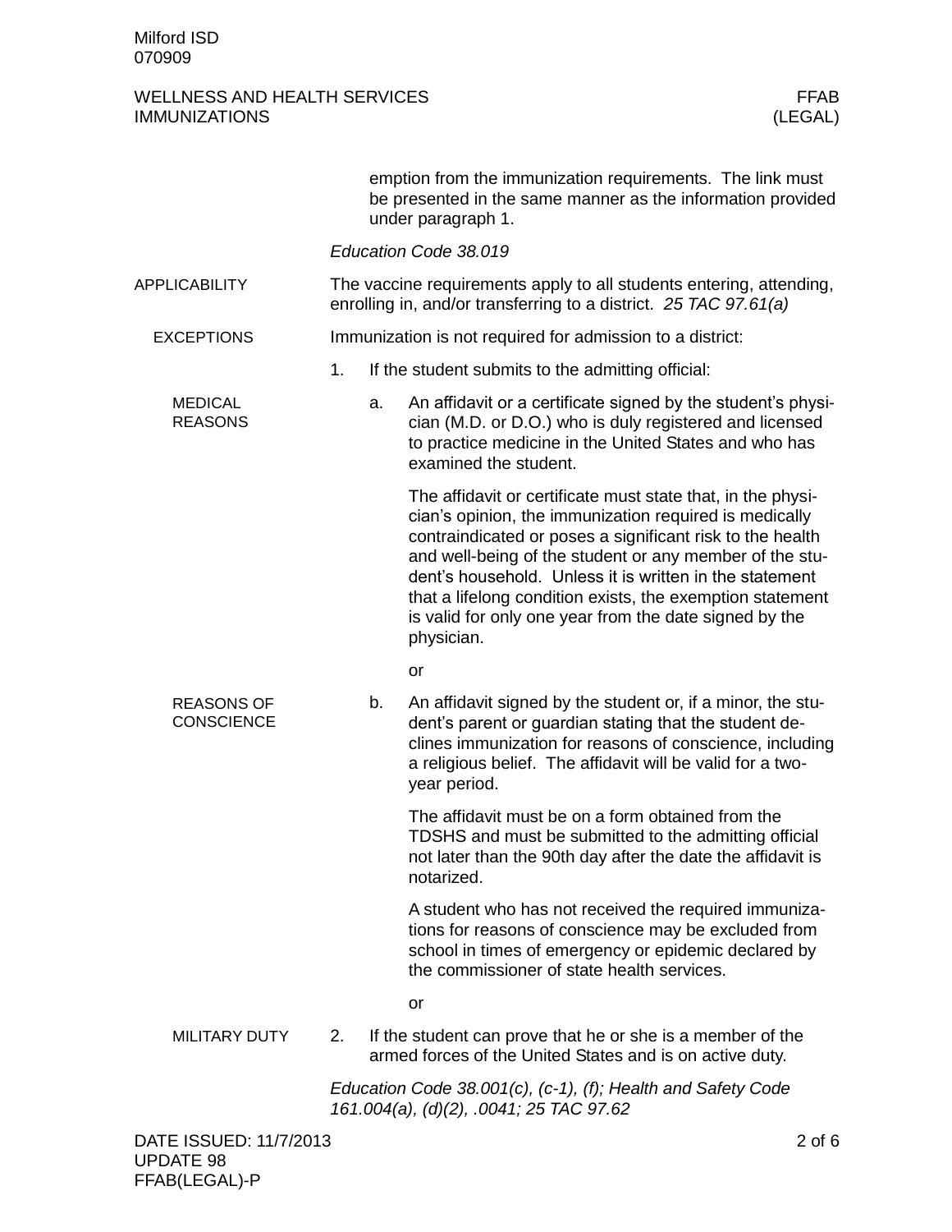emption from the immunization requirements. The link must be presented in the same manner as the information provided under paragraph 1.

*Education Code 38.019*

**APPLICABILITY**

The vaccine requirements apply to all students entering, attending, enrolling in, and/or transferring to a district. *25 TAC 97.61(a)*

**EXCEPTIONS**

Immunization is not required for admission to a district:

1. If the student submits to the admitting official:

   **MEDICAL REASONS**

   a. An affidavit or a certificate signed by the student's physician (M.D. or D.O.) who is duly registered and licensed to practice medicine in the United States and who has examined the student.

      The affidavit or certificate must state that, in the physician's opinion, the immunization required is medically contraindicated or poses a significant risk to the health and well-being of the student or any member of the student's household. Unless it is written in the statement that a lifelong condition exists, the exemption statement is valid for only one year from the date signed by the physician.

      or

   **REASONS OF CONSCIENCE**

   b. An affidavit signed by the student or, if a minor, the student's parent or guardian stating that the student declines immunization for reasons of conscience, including a religious belief. The affidavit will be valid for a two-year period.

      The affidavit must be on a form obtained from the TDSHS and must be submitted to the admitting official not later than the 90th day after the date the affidavit is notarized.

      A student who has not received the required immunizations for reasons of conscience may be excluded from school in times of emergency or epidemic declared by the commissioner of state health services.

      or

**MILITARY DUTY**

2. If the student can prove that he or she is a member of the armed forces of the United States and is on active duty.

*Education Code 38.001(c), (c-1), (f); Health and Safety Code 161.004(a), (d)(2), .0041; 25 TAC 97.62*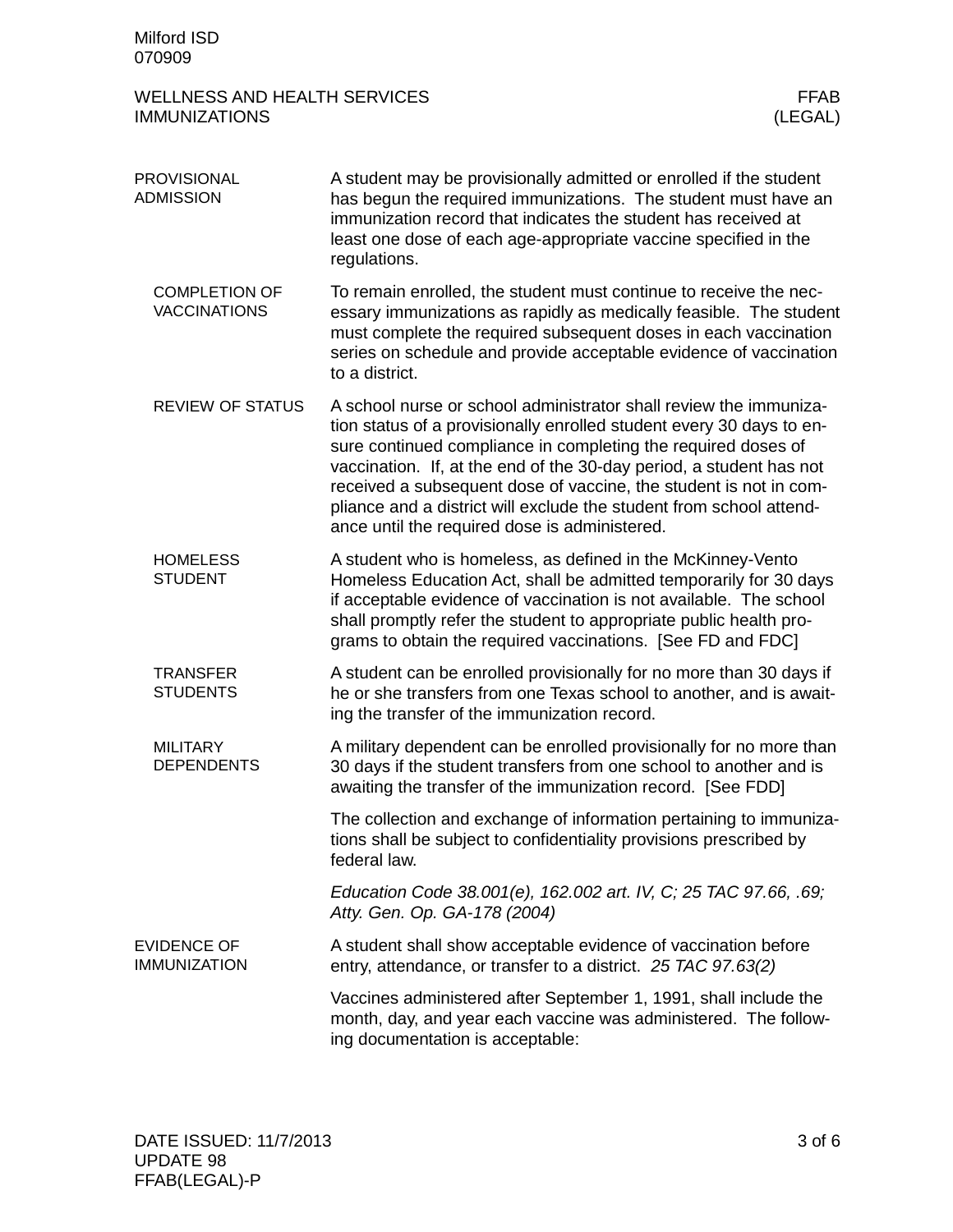## PROVISIONAL ADMISSION

A student may be provisionally admitted or enrolled if the student has begun the required immunizations. The student must have an immunization record that indicates the student has received at least one dose of each age-appropriate vaccine specified in the regulations.

### COMPLETION OF VACCINATIONS

To remain enrolled, the student must continue to receive the necessary immunizations as rapidly as medically feasible. The student must complete the required subsequent doses in each vaccination series on schedule and provide acceptable evidence of vaccination to a district.

### REVIEW OF STATUS

A school nurse or school administrator shall review the immunization status of a provisionally enrolled student every 30 days to ensure continued compliance in completing the required doses of vaccination. If, at the end of the 30-day period, a student has not received a subsequent dose of vaccine, the student is not in compliance and a district will exclude the student from school attendance until the required dose is administered.

### HOMELESS STUDENT

A student who is homeless, as defined in the McKinney-Vento Homeless Education Act, shall be admitted temporarily for 30 days if acceptable evidence of vaccination is not available. The school shall promptly refer the student to appropriate public health programs to obtain the required vaccinations. [See FD and FDC]

### TRANSFER STUDENTS

A student can be enrolled provisionally for no more than 30 days if he or she transfers from one Texas school to another, and is awaiting the transfer of the immunization record.

### MILITARY DEPENDENTS

A military dependent can be enrolled provisionally for no more than 30 days if the student transfers from one school to another and is awaiting the transfer of the immunization record. [See FDD]

The collection and exchange of information pertaining to immunizations shall be subject to confidentiality provisions prescribed by federal law.

*Education Code 38.001(e), 162.002 art. IV, C; 25 TAC 97.66, .69; Atty. Gen. Op. GA-178 (2004)*

## EVIDENCE OF IMMUNIZATION

A student shall show acceptable evidence of vaccination before entry, attendance, or transfer to a district. *25 TAC 97.63(2)*

Vaccines administered after September 1, 1991, shall include the month, day, and year each vaccine was administered. The following documentation is acceptable: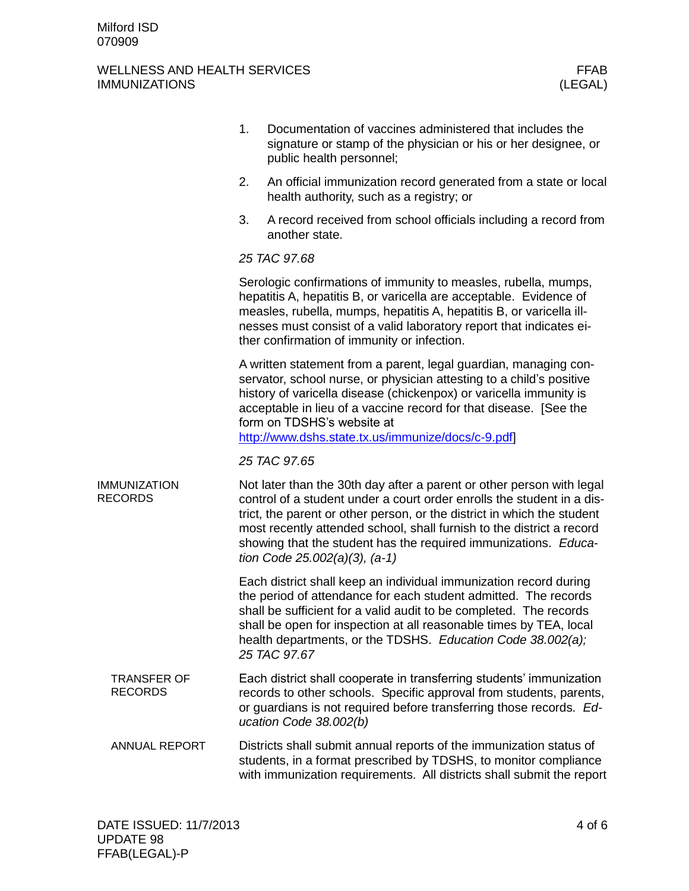1. Documentation of vaccines administered that includes the signature or stamp of the physician or his or her designee, or public health personnel;
2. An official immunization record generated from a state or local health authority, such as a registry; or
3. A record received from school officials including a record from another state.

*25 TAC 97.68*

Serologic confirmations of immunity to measles, rubella, mumps, hepatitis A, hepatitis B, or varicella are acceptable. Evidence of measles, rubella, mumps, hepatitis A, hepatitis B, or varicella illnesses must consist of a valid laboratory report that indicates either confirmation of immunity or infection.

A written statement from a parent, legal guardian, managing conservator, school nurse, or physician attesting to a child's positive history of varicella disease (chickenpox) or varicella immunity is acceptable in lieu of a vaccine record for that disease. [See the form on TDSHS's website at http://www.dshs.state.tx.us/immunize/docs/c-9.pdf]

*25 TAC 97.65*

## IMMUNIZATION RECORDS

Not later than the 30th day after a parent or other person with legal control of a student under a court order enrolls the student in a district, the parent or other person, or the district in which the student most recently attended school, shall furnish to the district a record showing that the student has the required immunizations. *Education Code 25.002(a)(3), (a-1)*

Each district shall keep an individual immunization record during the period of attendance for each student admitted. The records shall be sufficient for a valid audit to be completed. The records shall be open for inspection at all reasonable times by TEA, local health departments, or the TDSHS. *Education Code 38.002(a); 25 TAC 97.67*

### TRANSFER OF RECORDS

Each district shall cooperate in transferring students' immunization records to other schools. Specific approval from students, parents, or guardians is not required before transferring those records. *Education Code 38.002(b)*

### ANNUAL REPORT

Districts shall submit annual reports of the immunization status of students, in a format prescribed by TDSHS, to monitor compliance with immunization requirements. All districts shall submit the report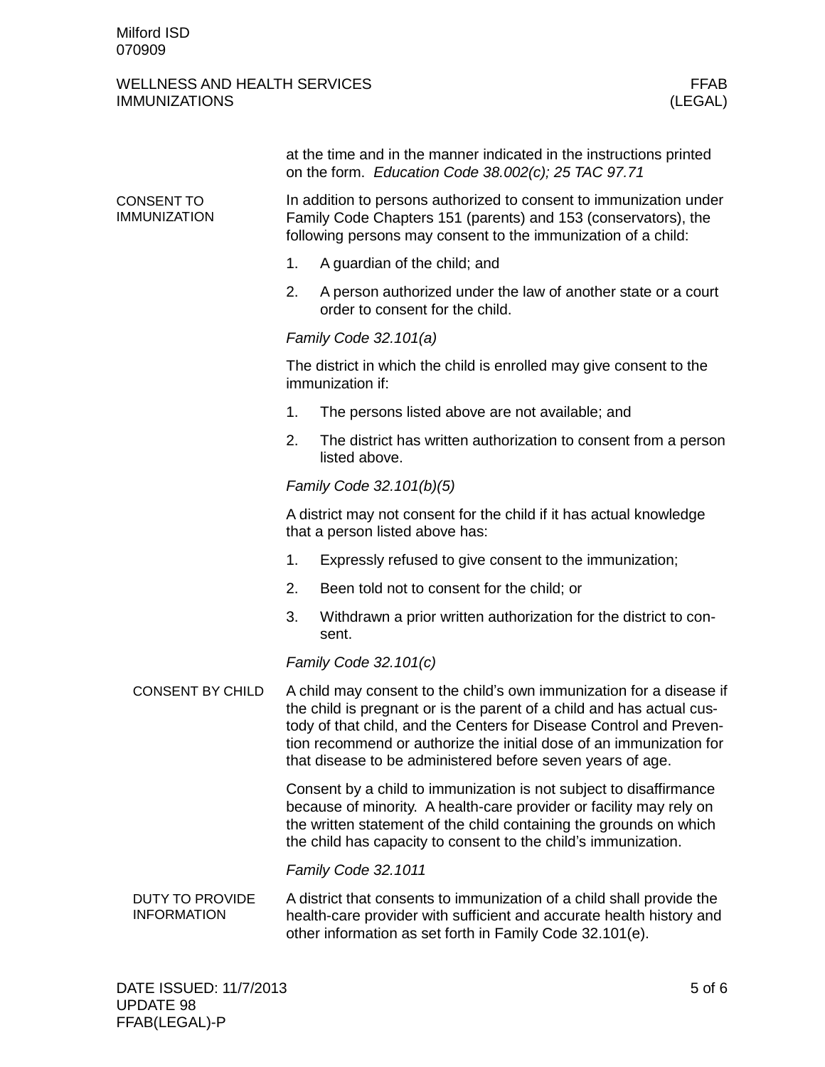at the time and in the manner indicated in the instructions printed on the form. *Education Code 38.002(c); 25 TAC 97.71*

## CONSENT TO IMMUNIZATION

In addition to persons authorized to consent to immunization under Family Code Chapters 151 (parents) and 153 (conservators), the following persons may consent to the immunization of a child:

1. A guardian of the child; and
2. A person authorized under the law of another state or a court order to consent for the child.

*Family Code 32.101(a)*

The district in which the child is enrolled may give consent to the immunization if:

1. The persons listed above are not available; and
2. The district has written authorization to consent from a person listed above.

*Family Code 32.101(b)(5)*

A district may not consent for the child if it has actual knowledge that a person listed above has:

1. Expressly refused to give consent to the immunization;
2. Been told not to consent for the child; or
3. Withdrawn a prior written authorization for the district to consent.

*Family Code 32.101(c)*

### CONSENT BY CHILD

A child may consent to the child's own immunization for a disease if the child is pregnant or is the parent of a child and has actual custody of that child, and the Centers for Disease Control and Prevention recommend or authorize the initial dose of an immunization for that disease to be administered before seven years of age.

Consent by a child to immunization is not subject to disaffirmance because of minority. A health-care provider or facility may rely on the written statement of the child containing the grounds on which the child has capacity to consent to the child's immunization.

*Family Code 32.1011*

### DUTY TO PROVIDE INFORMATION

A district that consents to immunization of a child shall provide the health-care provider with sufficient and accurate health history and other information as set forth in Family Code 32.101(e).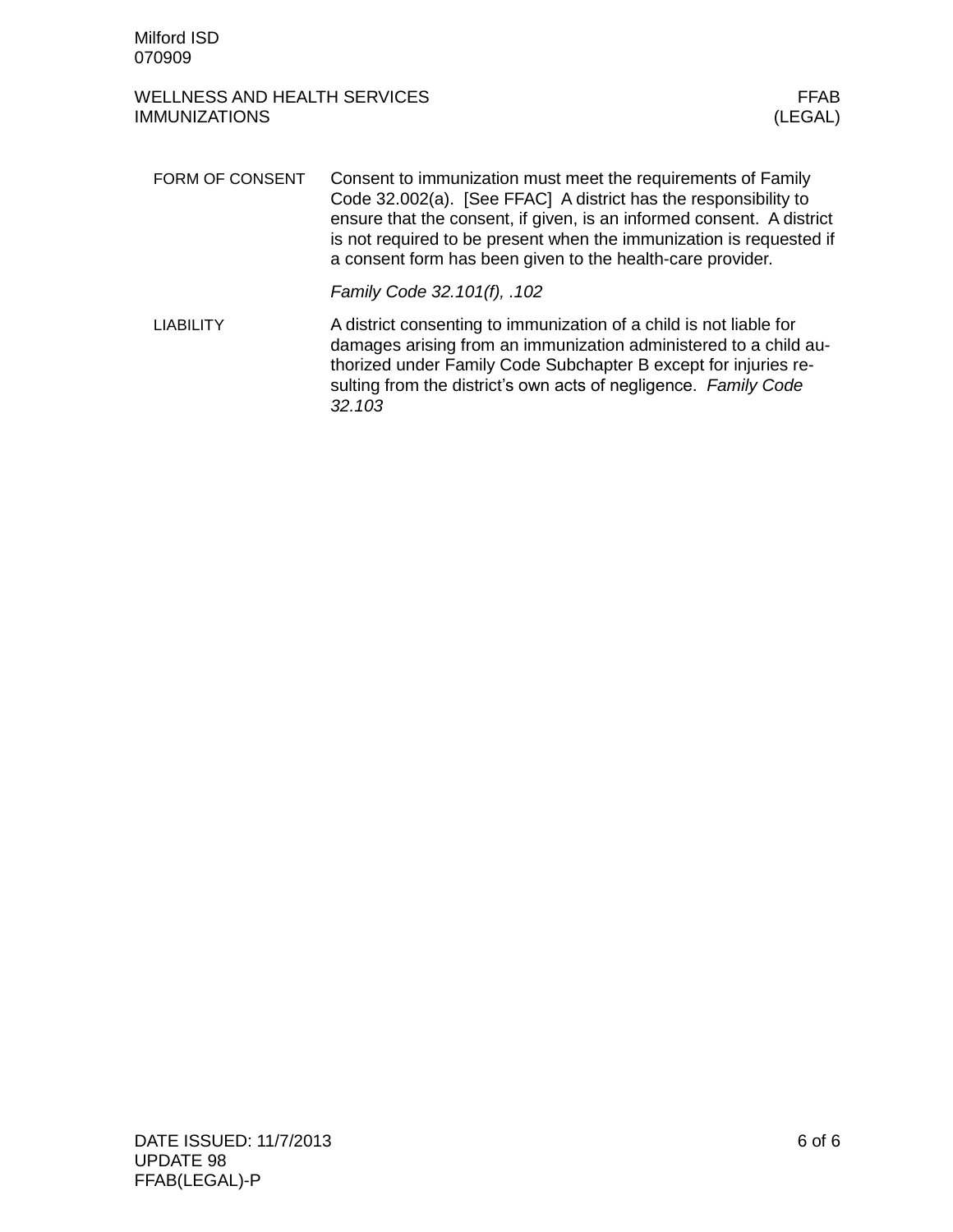## FORM OF CONSENT

Consent to immunization must meet the requirements of Family Code 32.002(a). [See FFAC] A district has the responsibility to ensure that the consent, if given, is an informed consent. A district is not required to be present when the immunization is requested if a consent form has been given to the health-care provider.

*Family Code 32.101(f), .102*

## LIABILITY

A district consenting to immunization of a child is not liable for damages arising from an immunization administered to a child authorized under Family Code Subchapter B except for injuries resulting from the district's own acts of negligence. *Family Code 32.103*